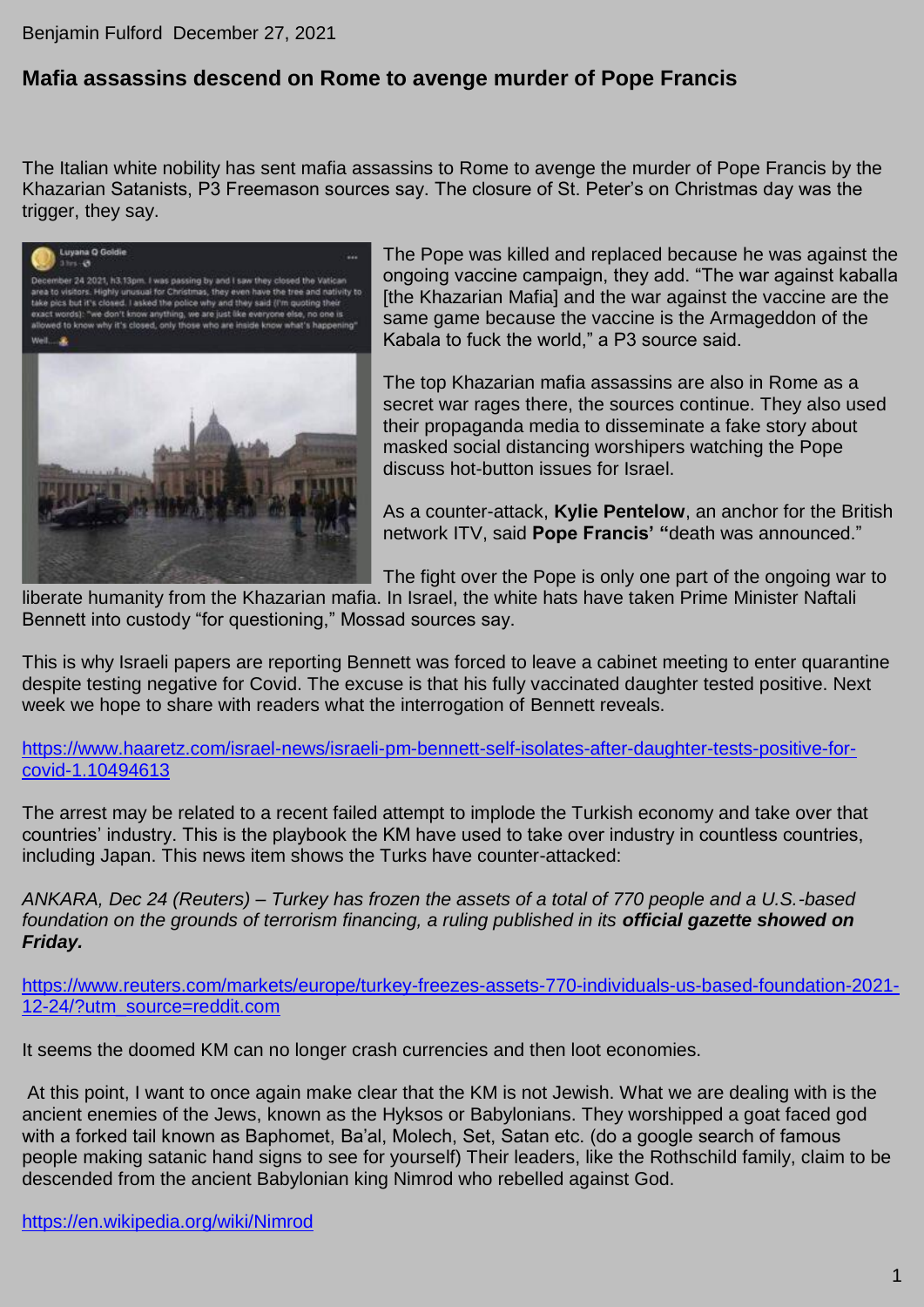Benjamin Fulford December 27, 2021

# Mafia assassins descend on Rome to avenge murder of Pope Francis

The Italian white nobility has sent mafia assassins to Rome to avenge the murder of Pope Francis by the Khazarian Satanists, P3 Freemason sources say. The closure of St. Peter's on Christmas day was the trigger, they say.

The Pope was killed and replaced because he was against the ongoing vaccine campaign, they add. "The war against kaballa [the Khazarian Mafia] and the war against the vaccine are the same game because the vaccine is the Armageddon of the Kabala to fuck the world," a P3 source said.

The top Khazarian mafia assassins are also in Rome as a secret war rages there, the sources continue. They also used their propaganda media to disseminate a fake story about masked social distancing worshipers watching the Pope discuss hot-button issues for Israel.

As a counter-attack, **Kylie Pentelow**, an anchor for the British network ITV, said **Pope Francis' "**death was announced."

The fight over the Pope is only one part of the ongoing war to liberate humanity from the Khazarian mafia. In Israel, the white hats have taken Prime Minister Naftali Bennett into custody "for questioning," Mossad sources say.

This is why Israeli papers are reporting Bennett was forced to leave a cabinet meeting to enter quarantine despite testing negative for Covid. The excuse is that his fully vaccinated daughter tested positive. Next week we hope to share with readers what the interrogation of Bennett reveals.

https://www.haaretz.com/israel-news/israeli-pm-bennett-self-isolates-after-daughter-tests-positive-for-covid-1.10494613

The arrest may be related to a recent failed attempt to implode the Turkish economy and take over that countries' industry. This is the playbook the KM have used to take over industry in countless countries, including Japan. This news item shows the Turks have counter-attacked:

*ANKARA, Dec 24 (Reuters) – Turkey has frozen the assets of a total of 770 people and a U.S.-based foundation on the grounds of terrorism financing, a ruling published in its* ***official gazette showed on Friday.***

https://www.reuters.com/markets/europe/turkey-freezes-assets-770-individuals-us-based-foundation-2021-12-24/?utm_source=reddit.com

It seems the doomed KM can no longer crash currencies and then loot economies.

At this point, I want to once again make clear that the KM is not Jewish. What we are dealing with is the ancient enemies of the Jews, known as the Hyksos or Babylonians. They worshipped a goat faced god with a forked tail known as Baphomet, Ba'al, Molech, Set, Satan etc. (do a google search of famous people making satanic hand signs to see for yourself) Their leaders, like the Rothschild family, claim to be descended from the ancient Babylonian king Nimrod who rebelled against God.

https://en.wikipedia.org/wiki/Nimrod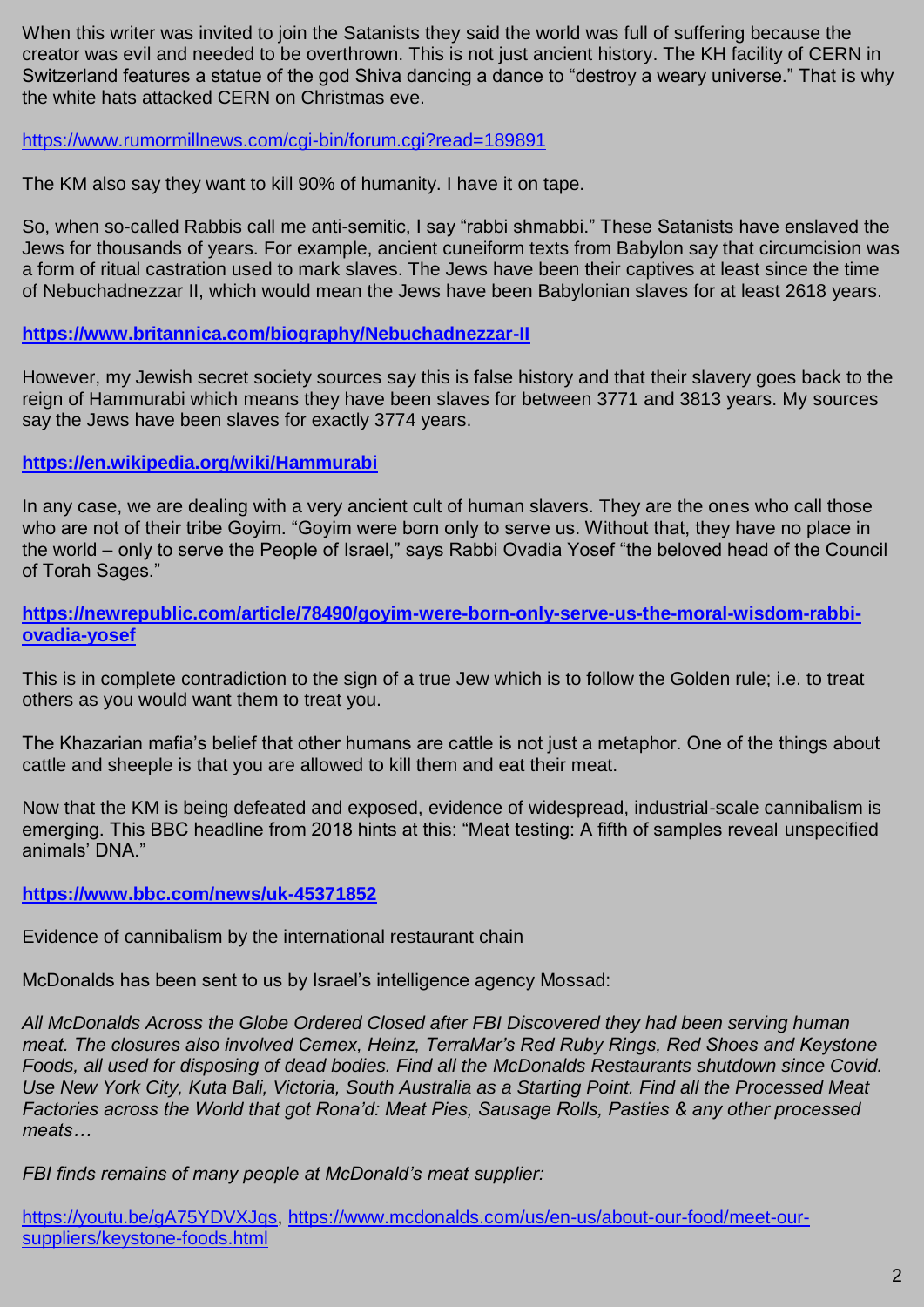When this writer was invited to join the Satanists they said the world was full of suffering because the creator was evil and needed to be overthrown. This is not just ancient history. The KH facility of CERN in Switzerland features a statue of the god Shiva dancing a dance to "destroy a weary universe." That is why the white hats attacked CERN on Christmas eve.

https://www.rumormillnews.com/cgi-bin/forum.cgi?read=189891

The KM also say they want to kill 90% of humanity. I have it on tape.

So, when so-called Rabbis call me anti-semitic, I say "rabbi shmabbi." These Satanists have enslaved the Jews for thousands of years. For example, ancient cuneiform texts from Babylon say that circumcision was a form of ritual castration used to mark slaves. The Jews have been their captives at least since the time of Nebuchadnezzar II, which would mean the Jews have been Babylonian slaves for at least 2618 years.

**https://www.britannica.com/biography/Nebuchadnezzar-II**

However, my Jewish secret society sources say this is false history and that their slavery goes back to the reign of Hammurabi which means they have been slaves for between 3771 and 3813 years. My sources say the Jews have been slaves for exactly 3774 years.

**https://en.wikipedia.org/wiki/Hammurabi**

In any case, we are dealing with a very ancient cult of human slavers. They are the ones who call those who are not of their tribe Goyim. "Goyim were born only to serve us. Without that, they have no place in the world – only to serve the People of Israel," says Rabbi Ovadia Yosef "the beloved head of the Council of Torah Sages."

**https://newrepublic.com/article/78490/goyim-were-born-only-serve-us-the-moral-wisdom-rabbi-ovadia-yosef**

This is in complete contradiction to the sign of a true Jew which is to follow the Golden rule; i.e. to treat others as you would want them to treat you.

The Khazarian mafia's belief that other humans are cattle is not just a metaphor. One of the things about cattle and sheeple is that you are allowed to kill them and eat their meat.

Now that the KM is being defeated and exposed, evidence of widespread, industrial-scale cannibalism is emerging. This BBC headline from 2018 hints at this: "Meat testing: A fifth of samples reveal unspecified animals' DNA."

**https://www.bbc.com/news/uk-45371852**

Evidence of cannibalism by the international restaurant chain

McDonalds has been sent to us by Israel's intelligence agency Mossad:

*All McDonalds Across the Globe Ordered Closed after FBI Discovered they had been serving human meat. The closures also involved Cemex, Heinz, TerraMar's Red Ruby Rings, Red Shoes and Keystone Foods, all used for disposing of dead bodies. Find all the McDonalds Restaurants shutdown since Covid. Use New York City, Kuta Bali, Victoria, South Australia as a Starting Point. Find all the Processed Meat Factories across the World that got Rona'd: Meat Pies, Sausage Rolls, Pasties & any other processed meats…*

*FBI finds remains of many people at McDonald's meat supplier:*

https://youtu.be/gA75YDVXJqs, https://www.mcdonalds.com/us/en-us/about-our-food/meet-our-suppliers/keystone-foods.html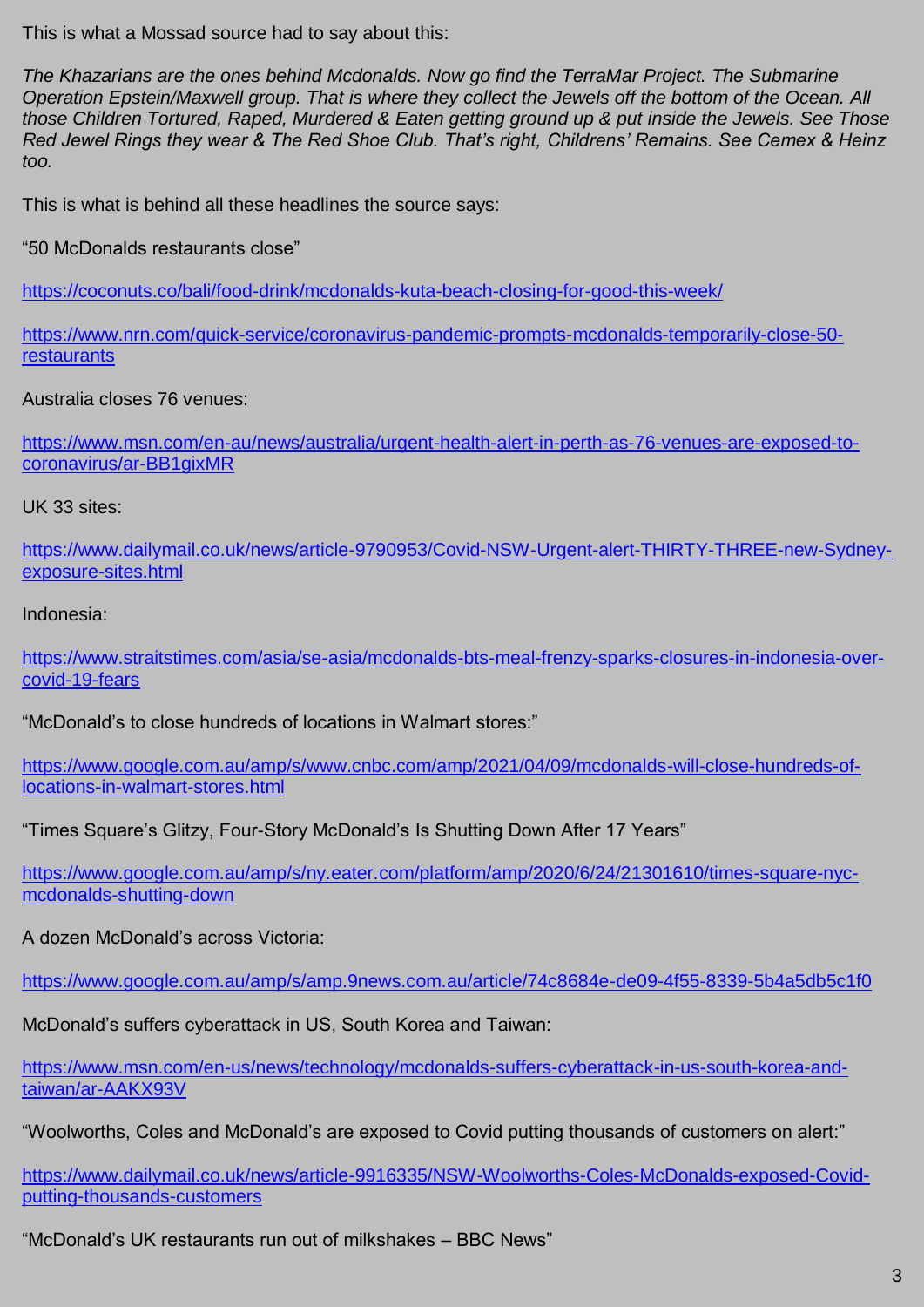This is what a Mossad source had to say about this:

*The Khazarians are the ones behind Mcdonalds. Now go find the TerraMar Project. The Submarine Operation Epstein/Maxwell group. That is where they collect the Jewels off the bottom of the Ocean. All those Children Tortured, Raped, Murdered & Eaten getting ground up & put inside the Jewels. See Those Red Jewel Rings they wear & The Red Shoe Club. That's right, Childrens' Remains. See Cemex & Heinz too.*

This is what is behind all these headlines the source says:

"50 McDonalds restaurants close"

https://coconuts.co/bali/food-drink/mcdonalds-kuta-beach-closing-for-good-this-week/

https://www.nrn.com/quick-service/coronavirus-pandemic-prompts-mcdonalds-temporarily-close-50-restaurants

Australia closes 76 venues:

https://www.msn.com/en-au/news/australia/urgent-health-alert-in-perth-as-76-venues-are-exposed-to-coronavirus/ar-BB1gixMR

UK 33 sites:

https://www.dailymail.co.uk/news/article-9790953/Covid-NSW-Urgent-alert-THIRTY-THREE-new-Sydney-exposure-sites.html

Indonesia:

https://www.straitstimes.com/asia/se-asia/mcdonalds-bts-meal-frenzy-sparks-closures-in-indonesia-over-covid-19-fears

"McDonald's to close hundreds of locations in Walmart stores:"

https://www.google.com.au/amp/s/www.cnbc.com/amp/2021/04/09/mcdonalds-will-close-hundreds-of-locations-in-walmart-stores.html

"Times Square's Glitzy, Four-Story McDonald's Is Shutting Down After 17 Years"

https://www.google.com.au/amp/s/ny.eater.com/platform/amp/2020/6/24/21301610/times-square-nyc-mcdonalds-shutting-down

A dozen McDonald's across Victoria:

https://www.google.com.au/amp/s/amp.9news.com.au/article/74c8684e-de09-4f55-8339-5b4a5db5c1f0

McDonald's suffers cyberattack in US, South Korea and Taiwan:

https://www.msn.com/en-us/news/technology/mcdonalds-suffers-cyberattack-in-us-south-korea-and-taiwan/ar-AAKX93V

"Woolworths, Coles and McDonald's are exposed to Covid putting thousands of customers on alert:"

https://www.dailymail.co.uk/news/article-9916335/NSW-Woolworths-Coles-McDonalds-exposed-Covid-putting-thousands-customers

"McDonald's UK restaurants run out of milkshakes – BBC News"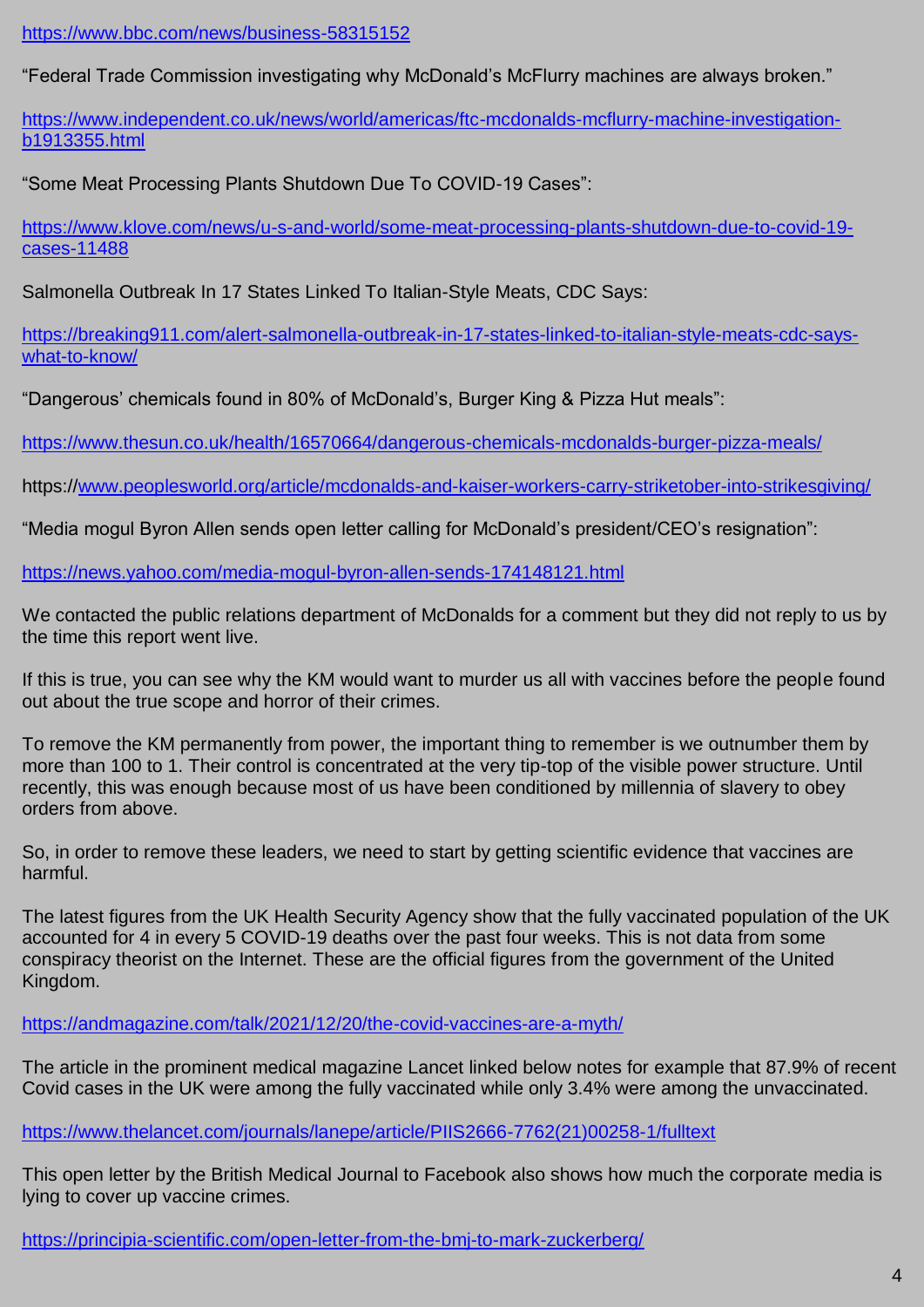https://www.bbc.com/news/business-58315152

"Federal Trade Commission investigating why McDonald's McFlurry machines are always broken."

https://www.independent.co.uk/news/world/americas/ftc-mcdonalds-mcflurry-machine-investigation-b1913355.html

"Some Meat Processing Plants Shutdown Due To COVID-19 Cases":

https://www.klove.com/news/u-s-and-world/some-meat-processing-plants-shutdown-due-to-covid-19-cases-11488

Salmonella Outbreak In 17 States Linked To Italian-Style Meats, CDC Says:

https://breaking911.com/alert-salmonella-outbreak-in-17-states-linked-to-italian-style-meats-cdc-says-what-to-know/

"Dangerous' chemicals found in 80% of McDonald's, Burger King & Pizza Hut meals":

https://www.thesun.co.uk/health/16570664/dangerous-chemicals-mcdonalds-burger-pizza-meals/

https://www.peoplesworld.org/article/mcdonalds-and-kaiser-workers-carry-striketober-into-strikesgiving/

"Media mogul Byron Allen sends open letter calling for McDonald's president/CEO's resignation":

https://news.yahoo.com/media-mogul-byron-allen-sends-174148121.html

We contacted the public relations department of McDonalds for a comment but they did not reply to us by the time this report went live.

If this is true, you can see why the KM would want to murder us all with vaccines before the people found out about the true scope and horror of their crimes.

To remove the KM permanently from power, the important thing to remember is we outnumber them by more than 100 to 1. Their control is concentrated at the very tip-top of the visible power structure. Until recently, this was enough because most of us have been conditioned by millennia of slavery to obey orders from above.

So, in order to remove these leaders, we need to start by getting scientific evidence that vaccines are harmful.

The latest figures from the UK Health Security Agency show that the fully vaccinated population of the UK accounted for 4 in every 5 COVID-19 deaths over the past four weeks. This is not data from some conspiracy theorist on the Internet. These are the official figures from the government of the United Kingdom.

https://andmagazine.com/talk/2021/12/20/the-covid-vaccines-are-a-myth/

The article in the prominent medical magazine Lancet linked below notes for example that 87.9% of recent Covid cases in the UK were among the fully vaccinated while only 3.4% were among the unvaccinated.

https://www.thelancet.com/journals/lanepe/article/PIIS2666-7762(21)00258-1/fulltext

This open letter by the British Medical Journal to Facebook also shows how much the corporate media is lying to cover up vaccine crimes.

https://principia-scientific.com/open-letter-from-the-bmj-to-mark-zuckerberg/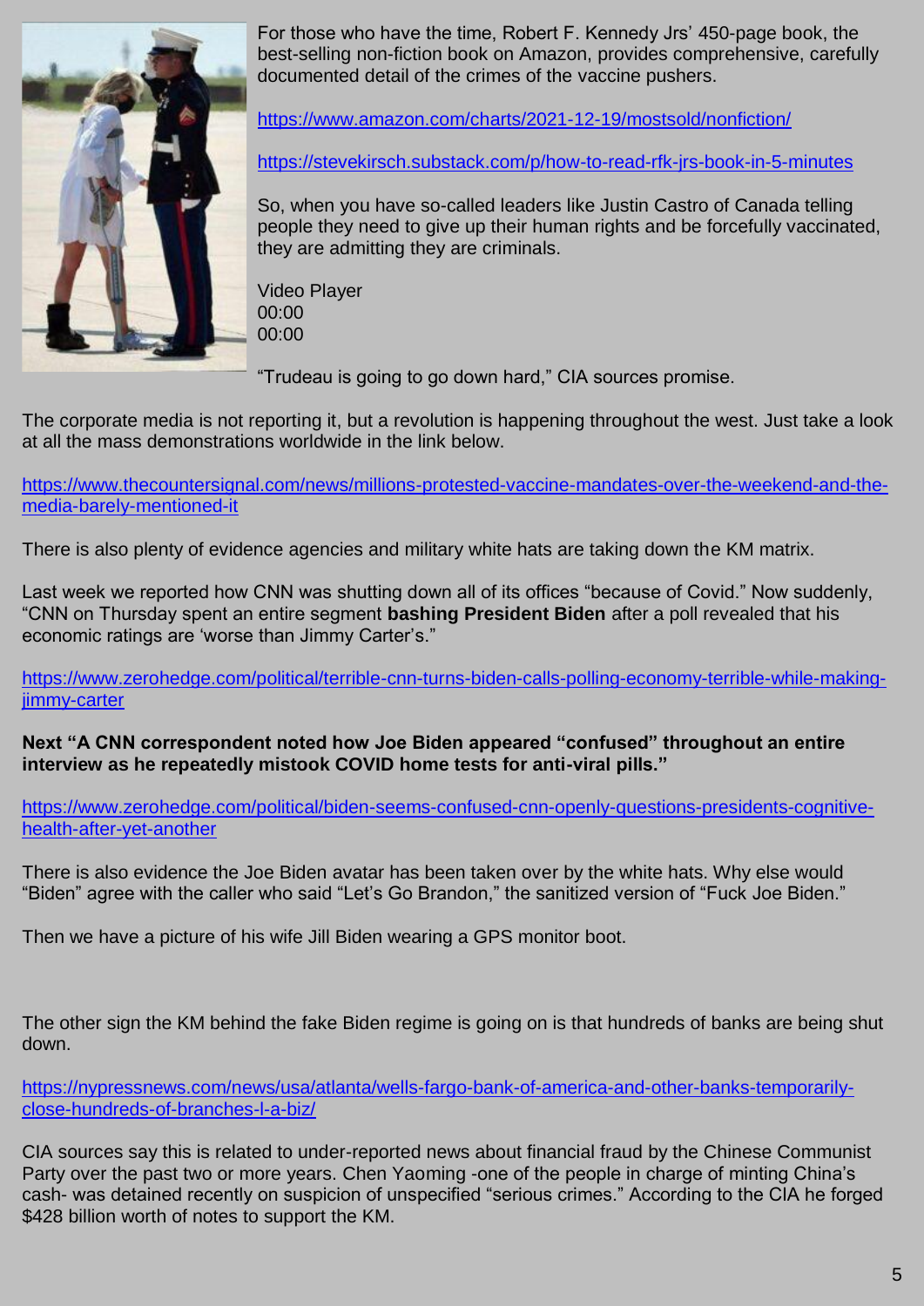For those who have the time, Robert F. Kennedy Jrs' 450-page book, the best-selling non-fiction book on Amazon, provides comprehensive, carefully documented detail of the crimes of the vaccine pushers.

https://www.amazon.com/charts/2021-12-19/mostsold/nonfiction/

https://stevekirsch.substack.com/p/how-to-read-rfk-jrs-book-in-5-minutes

So, when you have so-called leaders like Justin Castro of Canada telling people they need to give up their human rights and be forcefully vaccinated, they are admitting they are criminals.

Video Player
00:00
00:00

"Trudeau is going to go down hard," CIA sources promise.

The corporate media is not reporting it, but a revolution is happening throughout the west. Just take a look at all the mass demonstrations worldwide in the link below.

https://www.thecountersignal.com/news/millions-protested-vaccine-mandates-over-the-weekend-and-the-media-barely-mentioned-it

There is also plenty of evidence agencies and military white hats are taking down the KM matrix.

Last week we reported how CNN was shutting down all of its offices "because of Covid." Now suddenly, "CNN on Thursday spent an entire segment **bashing President Biden** after a poll revealed that his economic ratings are 'worse than Jimmy Carter's."

https://www.zerohedge.com/political/terrible-cnn-turns-biden-calls-polling-economy-terrible-while-making-jimmy-carter

**Next "A CNN correspondent noted how Joe Biden appeared "confused" throughout an entire interview as he repeatedly mistook COVID home tests for anti-viral pills."**

https://www.zerohedge.com/political/biden-seems-confused-cnn-openly-questions-presidents-cognitive-health-after-yet-another

There is also evidence the Joe Biden avatar has been taken over by the white hats. Why else would "Biden" agree with the caller who said "Let's Go Brandon," the sanitized version of "Fuck Joe Biden."

Then we have a picture of his wife Jill Biden wearing a GPS monitor boot.

The other sign the KM behind the fake Biden regime is going on is that hundreds of banks are being shut down.

https://nypressnews.com/news/usa/atlanta/wells-fargo-bank-of-america-and-other-banks-temporarily-close-hundreds-of-branches-l-a-biz/

CIA sources say this is related to under-reported news about financial fraud by the Chinese Communist Party over the past two or more years. Chen Yaoming -one of the people in charge of minting China's cash- was detained recently on suspicion of unspecified "serious crimes." According to the CIA he forged \$428 billion worth of notes to support the KM.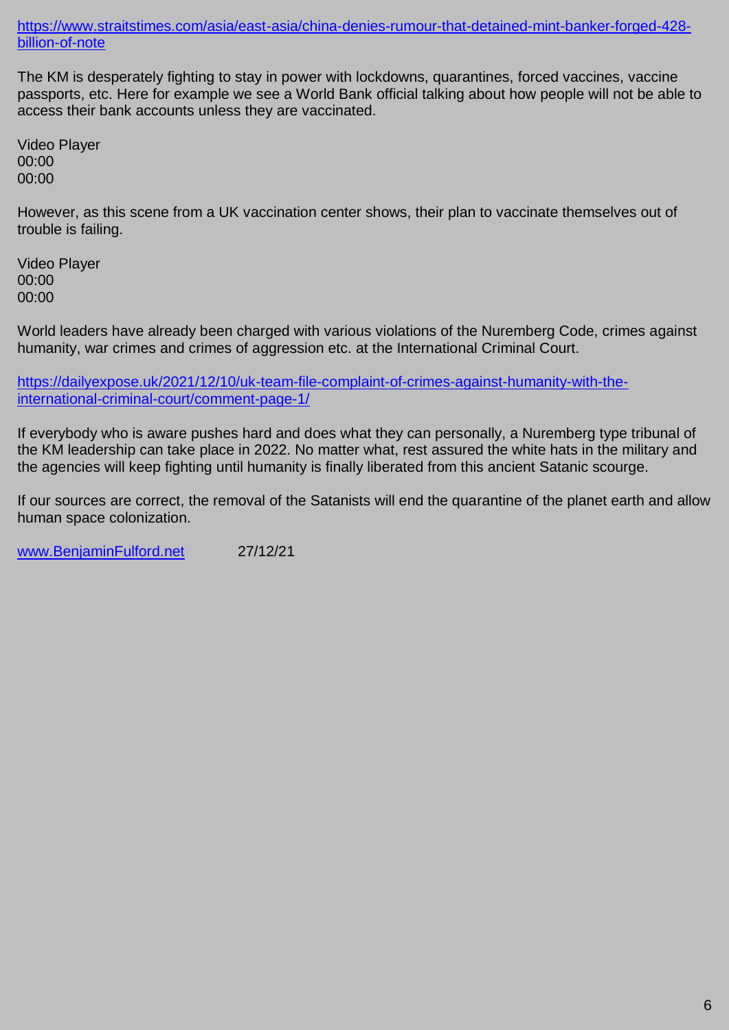[https://www.straitstimes.com/asia/east-asia/china-denies-rumour-that-detained-mint-banker-forged-428-billion-of-note](https://www.straitstimes.com/asia/east-asia/china-denies-rumour-that-detained-mint-banker-forged-428-billion-of-note)

The KM is desperately fighting to stay in power with lockdowns, quarantines, forced vaccines, vaccine passports, etc. Here for example we see a World Bank official talking about how people will not be able to access their bank accounts unless they are vaccinated.

Video Player
00:00
00:00

However, as this scene from a UK vaccination center shows, their plan to vaccinate themselves out of trouble is failing.

Video Player
00:00
00:00

World leaders have already been charged with various violations of the Nuremberg Code, crimes against humanity, war crimes and crimes of aggression etc. at the International Criminal Court.

[https://dailyexpose.uk/2021/12/10/uk-team-file-complaint-of-crimes-against-humanity-with-the-international-criminal-court/comment-page-1/](https://dailyexpose.uk/2021/12/10/uk-team-file-complaint-of-crimes-against-humanity-with-the-international-criminal-court/comment-page-1/)

If everybody who is aware pushes hard and does what they can personally, a Nuremberg type tribunal of the KM leadership can take place in 2022. No matter what, rest assured the white hats in the military and the agencies will keep fighting until humanity is finally liberated from this ancient Satanic scourge.

If our sources are correct, the removal of the Satanists will end the quarantine of the planet earth and allow human space colonization.

[www.BenjaminFulford.net](http://www.BenjaminFulford.net) 27/12/21